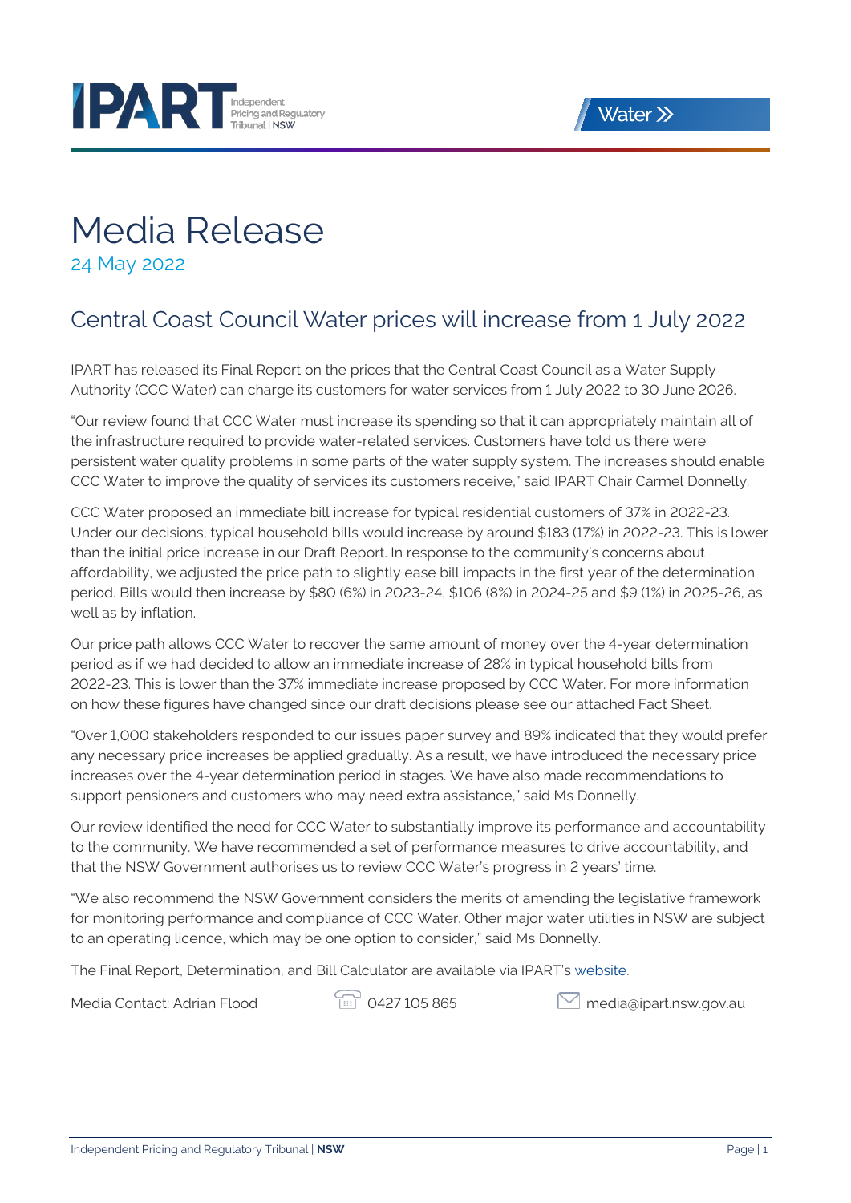IPART Independent Pricing and Regulatory Tribunal | NSW

Water »

# Media Release

24 May 2022

## Central Coast Council Water prices will increase from 1 July 2022

IPART has released its Final Report on the prices that the Central Coast Council as a Water Supply Authority (CCC Water) can charge its customers for water services from 1 July 2022 to 30 June 2026.

"Our review found that CCC Water must increase its spending so that it can appropriately maintain all of the infrastructure required to provide water-related services. Customers have told us there were persistent water quality problems in some parts of the water supply system. The increases should enable CCC Water to improve the quality of services its customers receive," said IPART Chair Carmel Donnelly.

CCC Water proposed an immediate bill increase for typical residential customers of 37% in 2022-23. Under our decisions, typical household bills would increase by around $183 (17%) in 2022-23. This is lower than the initial price increase in our Draft Report. In response to the community's concerns about affordability, we adjusted the price path to slightly ease bill impacts in the first year of the determination period. Bills would then increase by $80 (6%) in 2023-24, $106 (8%) in 2024-25 and $9 (1%) in 2025-26, as well as by inflation.

Our price path allows CCC Water to recover the same amount of money over the 4-year determination period as if we had decided to allow an immediate increase of 28% in typical household bills from 2022-23. This is lower than the 37% immediate increase proposed by CCC Water. For more information on how these figures have changed since our draft decisions please see our attached Fact Sheet.

"Over 1,000 stakeholders responded to our issues paper survey and 89% indicated that they would prefer any necessary price increases be applied gradually. As a result, we have introduced the necessary price increases over the 4-year determination period in stages. We have also made recommendations to support pensioners and customers who may need extra assistance," said Ms Donnelly.

Our review identified the need for CCC Water to substantially improve its performance and accountability to the community. We have recommended a set of performance measures to drive accountability, and that the NSW Government authorises us to review CCC Water's progress in 2 years' time.

"We also recommend the NSW Government considers the merits of amending the legislative framework for monitoring performance and compliance of CCC Water. Other major water utilities in NSW are subject to an operating licence, which may be one option to consider," said Ms Donnelly.

The Final Report, Determination, and Bill Calculator are available via IPART's website.

Media Contact: Adrian Flood    0427 105 865    media@ipart.nsw.gov.au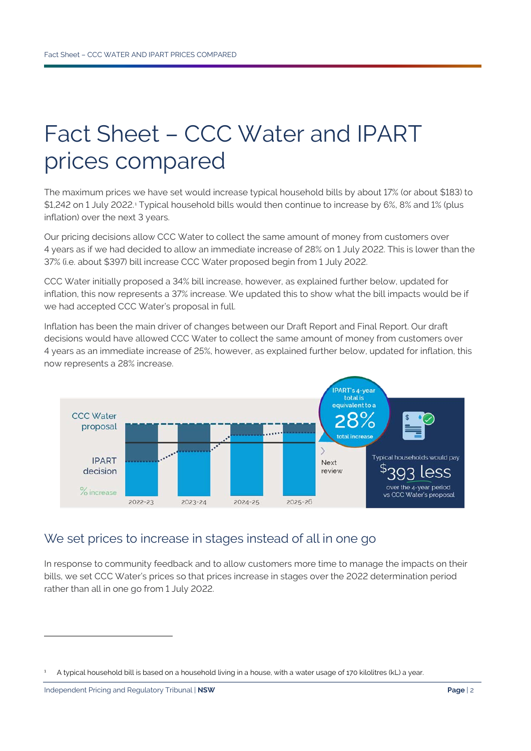# Fact Sheet – CCC Water and IPART prices compared

The maximum prices we have set would increase typical household bills by about 17% (or about $183) to $1,242 on 1 July 2022.[1] Typical household bills would then continue to increase by 6%, 8% and 1% (plus inflation) over the next 3 years.

Our pricing decisions allow CCC Water to collect the same amount of money from customers over 4 years as if we had decided to allow an immediate increase of 28% on 1 July 2022. This is lower than the 37% (i.e. about $397) bill increase CCC Water proposed begin from 1 July 2022.

CCC Water initially proposed a 34% bill increase, however, as explained further below, updated for inflation, this now represents a 37% increase. We updated this to show what the bill impacts would be if we had accepted CCC Water's proposal in full.

Inflation has been the main driver of changes between our Draft Report and Final Report. Our draft decisions would have allowed CCC Water to collect the same amount of money from customers over 4 years as an immediate increase of 25%, however, as explained further below, updated for inflation, this now represents a 28% increase.

CCC Water proposal

IPART decision

% increase

2022-23 2023-24 2024-25 2025-26

Next review

IPART's 4-year total is equivalent to a 28% total increase

Typical households would pay $393 less over the 4-year period vs CCC Water's proposal

## We set prices to increase in stages instead of all in one go

In response to community feedback and to allow customers more time to manage the impacts on their bills, we set CCC Water's prices so that prices increase in stages over the 2022 determination period rather than all in one go from 1 July 2022.

[1] A typical household bill is based on a household living in a house, with a water usage of 170 kilolitres (kL) a year.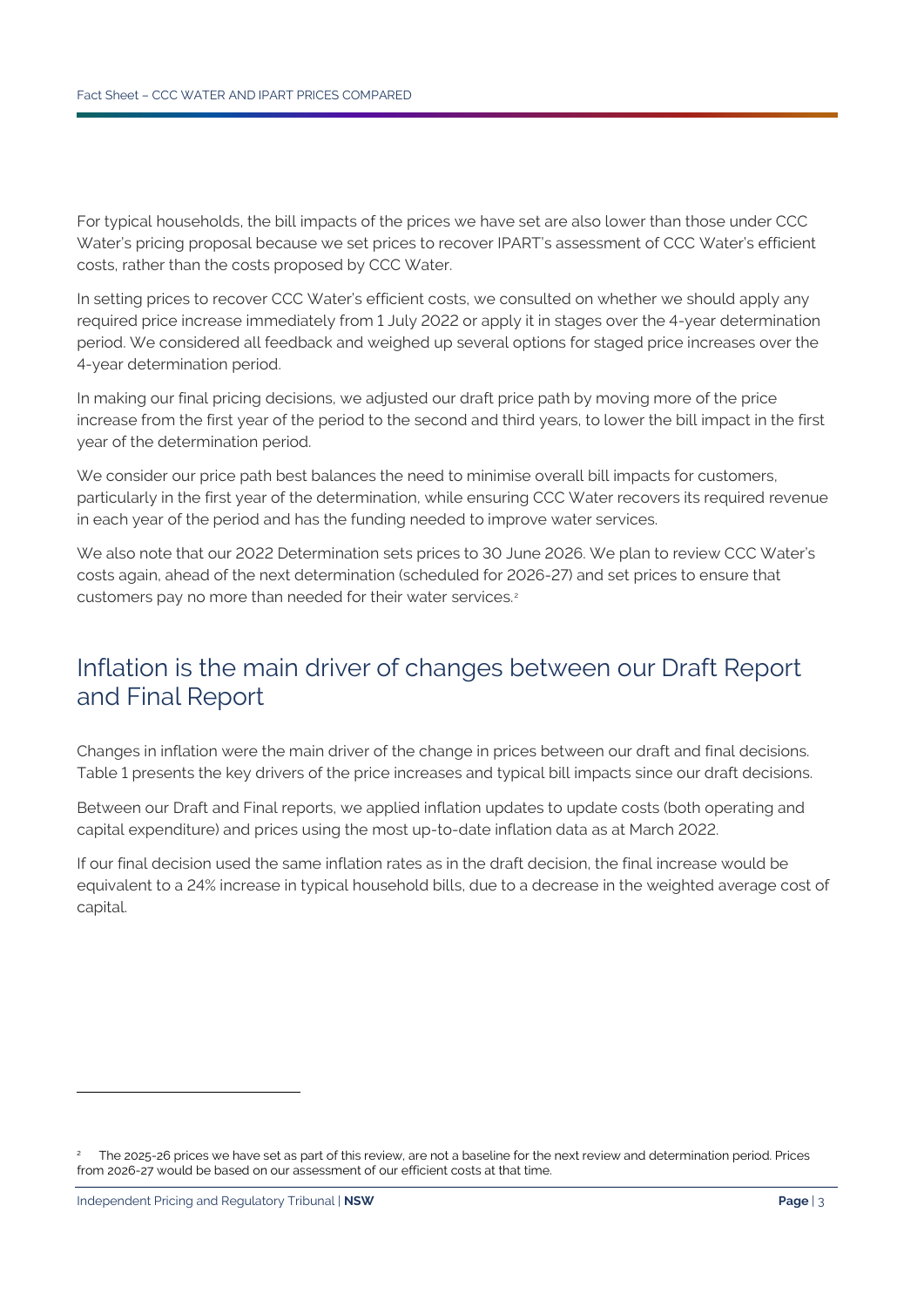For typical households, the bill impacts of the prices we have set are also lower than those under CCC Water's pricing proposal because we set prices to recover IPART's assessment of CCC Water's efficient costs, rather than the costs proposed by CCC Water.

In setting prices to recover CCC Water's efficient costs, we consulted on whether we should apply any required price increase immediately from 1 July 2022 or apply it in stages over the 4-year determination period. We considered all feedback and weighed up several options for staged price increases over the 4-year determination period.

In making our final pricing decisions, we adjusted our draft price path by moving more of the price increase from the first year of the period to the second and third years, to lower the bill impact in the first year of the determination period.

We consider our price path best balances the need to minimise overall bill impacts for customers, particularly in the first year of the determination, while ensuring CCC Water recovers its required revenue in each year of the period and has the funding needed to improve water services.

We also note that our 2022 Determination sets prices to 30 June 2026. We plan to review CCC Water's costs again, ahead of the next determination (scheduled for 2026-27) and set prices to ensure that customers pay no more than needed for their water services.[2]

## Inflation is the main driver of changes between our Draft Report and Final Report

Changes in inflation were the main driver of the change in prices between our draft and final decisions. Table 1 presents the key drivers of the price increases and typical bill impacts since our draft decisions.

Between our Draft and Final reports, we applied inflation updates to update costs (both operating and capital expenditure) and prices using the most up-to-date inflation data as at March 2022.

If our final decision used the same inflation rates as in the draft decision, the final increase would be equivalent to a 24% increase in typical household bills, due to a decrease in the weighted average cost of capital.

---

[2] The 2025-26 prices we have set as part of this review, are not a baseline for the next review and determination period. Prices from 2026-27 would be based on our assessment of our efficient costs at that time.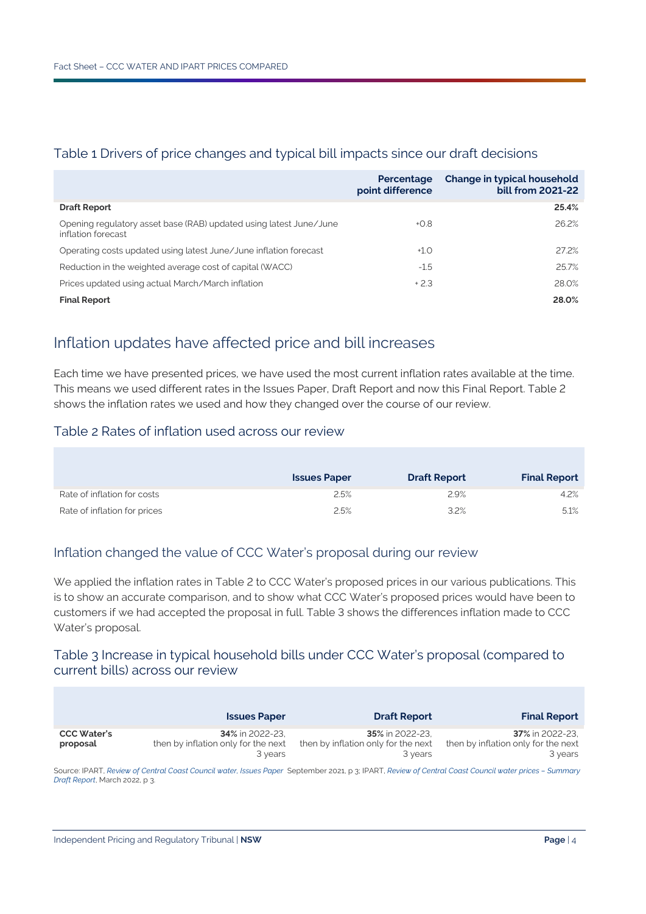## Table 1 Drivers of price changes and typical bill impacts since our draft decisions

| | Percentage point difference | Change in typical household bill from 2021-22 |
|---|---|---|
| **Draft Report** | | **25.4%** |
| Opening regulatory asset base (RAB) updated using latest June/June inflation forecast | +0.8 | 26.2% |
| Operating costs updated using latest June/June inflation forecast | +1.0 | 27.2% |
| Reduction in the weighted average cost of capital (WACC) | -1.5 | 25.7% |
| Prices updated using actual March/March inflation | + 2.3 | 28.0% |
| **Final Report** | | **28.0%** |

## Inflation updates have affected price and bill increases

Each time we have presented prices, we have used the most current inflation rates available at the time. This means we used different rates in the Issues Paper, Draft Report and now this Final Report. Table 2 shows the inflation rates we used and how they changed over the course of our review.

### Table 2 Rates of inflation used across our review

| | Issues Paper | Draft Report | Final Report |
|---|---|---|---|
| Rate of inflation for costs | 2.5% | 2.9% | 4.2% |
| Rate of inflation for prices | 2.5% | 3.2% | 5.1% |

### Inflation changed the value of CCC Water's proposal during our review

We applied the inflation rates in Table 2 to CCC Water's proposed prices in our various publications. This is to show an accurate comparison, and to show what CCC Water's proposed prices would have been to customers if we had accepted the proposal in full. Table 3 shows the differences inflation made to CCC Water's proposal.

### Table 3 Increase in typical household bills under CCC Water's proposal (compared to current bills) across our review

| | Issues Paper | Draft Report | Final Report |
|---|---|---|---|
| **CCC Water's proposal** | **34%** in 2022-23, then by inflation only for the next 3 years | **35%** in 2022-23, then by inflation only for the next 3 years | **37%** in 2022-23, then by inflation only for the next 3 years |

Source: IPART, *Review of Central Coast Council water, Issues Paper* September 2021, p 3; IPART, *Review of Central Coast Council water prices – Summary Draft Report*, March 2022, p 3.